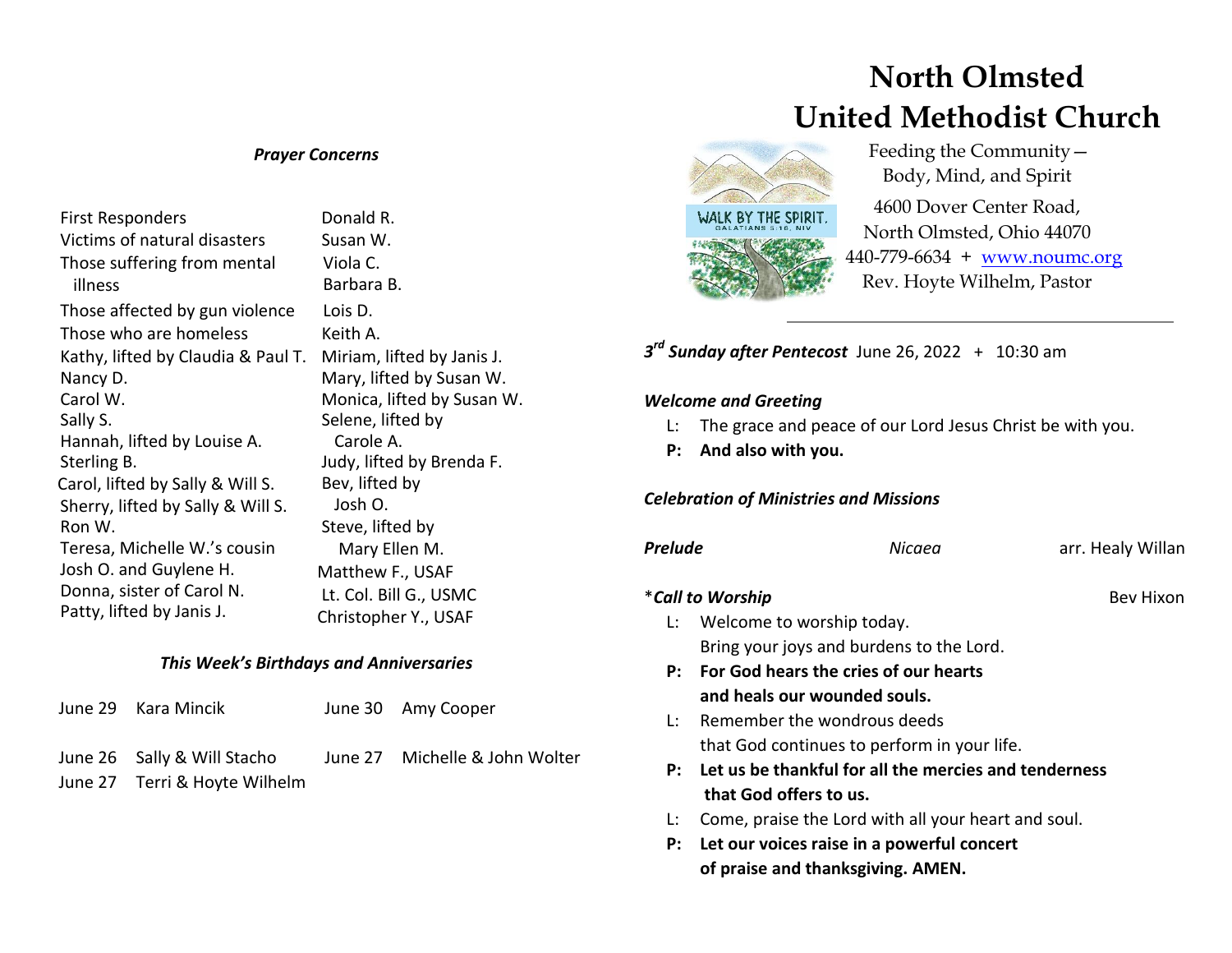# North Olmsted United Methodist Church

Feeding the Community – Body, Mind, and Spirit

WALK BY THE SPIRIT. GALATIANS 5:16, NIV

4600 Dover Center Road, North Olmsted, Ohio 44070

440-779-6634 + www.noumc.org

Rev. Hoyte Wilhelm, Pastor

***3rd Sunday after Pentecost*** June 26, 2022 + 10:30 am

***Welcome and Greeting***

L: The grace and peace of our Lord Jesus Christ be with you.

**P: And also with you.**

***Celebration of Ministries and Missions***

***Prelude*** *Nicaea* arr. Healy Willan

\****Call to Worship*** Bev Hixon

L: Welcome to worship today.
Bring your joys and burdens to the Lord.

**P: For God hears the cries of our hearts
and heals our wounded souls.**

L: Remember the wondrous deeds
that God continues to perform in your life.

**P: Let us be thankful for all the mercies and tenderness
that God offers to us.**

L: Come, praise the Lord with all your heart and soul.

**P: Let our voices raise in a powerful concert
of praise and thanksgiving. AMEN.**

***Prayer Concerns***

- First Responders
- Victims of natural disasters
- Those suffering from mental illness
- Those affected by gun violence
- Those who are homeless
- Kathy, lifted by Claudia & Paul T.
- Nancy D.
- Carol W.
- Sally S.
- Hannah, lifted by Louise A.
- Sterling B.
- Carol, lifted by Sally & Will S.
- Sherry, lifted by Sally & Will S.
- Ron W.
- Teresa, Michelle W.'s cousin
- Josh O. and Guylene H.
- Donna, sister of Carol N.
- Patty, lifted by Janis J.
- Donald R.
- Susan W.
- Viola C.
- Barbara B.
- Lois D.
- Keith A.
- Miriam, lifted by Janis J.
- Mary, lifted by Susan W.
- Monica, lifted by Susan W.
- Selene, lifted by Carole A.
- Judy, lifted by Brenda F.
- Bev, lifted by Josh O.
- Steve, lifted by Mary Ellen M.
- Matthew F., USAF
- Lt. Col. Bill G., USMC
- Christopher Y., USAF

***This Week's Birthdays and Anniversaries***

June 29 Kara Mincik
June 30 Amy Cooper

June 26 Sally & Will Stacho
June 27 Michelle & John Wolter
June 27 Terri & Hoyte Wilhelm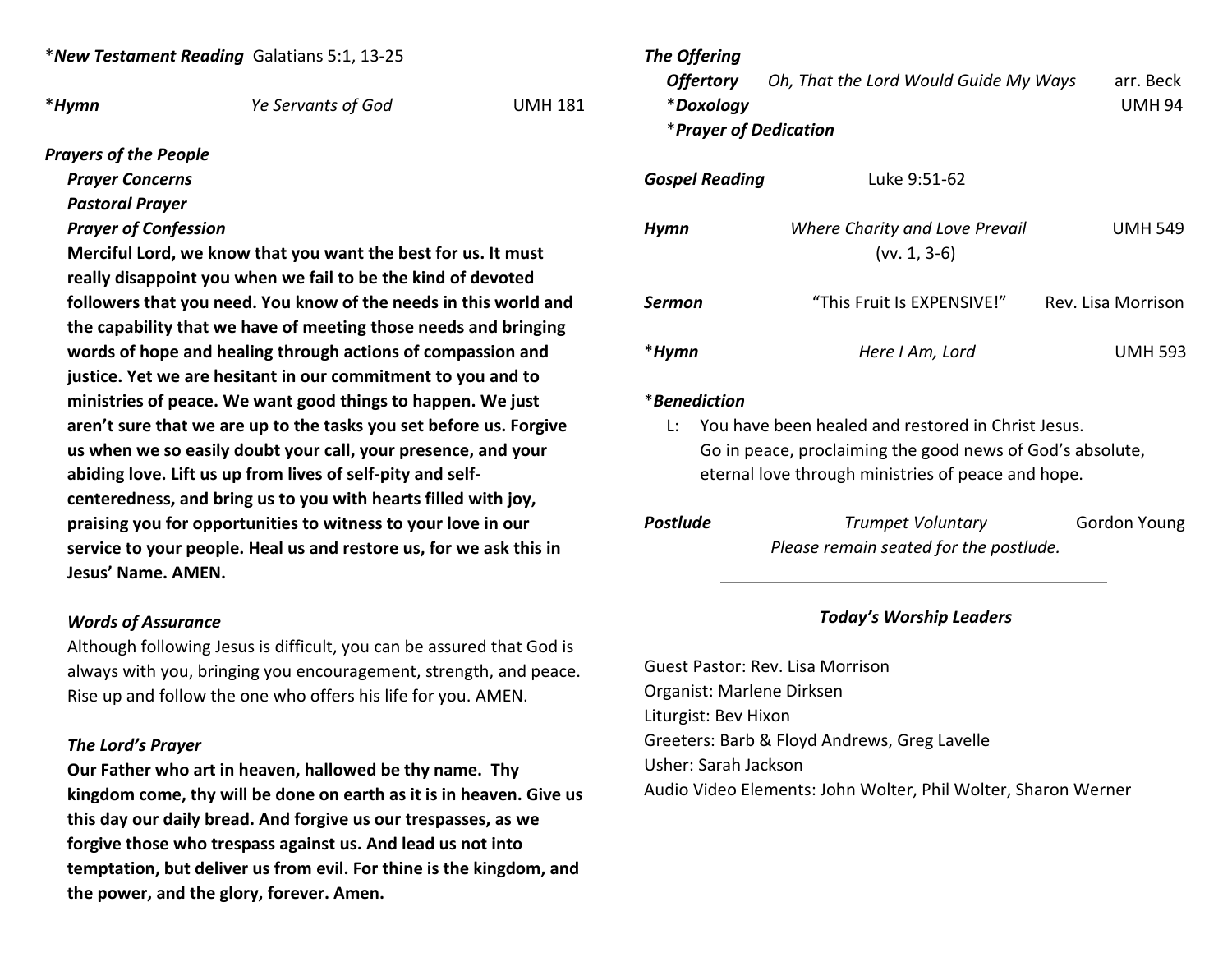\****New Testament Reading*** Galatians 5:1, 13-25

\****Hymn*** *Ye Servants of God* UMH 181

***Prayers of the People***

***Prayer Concerns***

***Pastoral Prayer***

***Prayer of Confession***

**Merciful Lord, we know that you want the best for us. It must really disappoint you when we fail to be the kind of devoted followers that you need. You know of the needs in this world and the capability that we have of meeting those needs and bringing words of hope and healing through actions of compassion and justice. Yet we are hesitant in our commitment to you and to ministries of peace. We want good things to happen. We just aren't sure that we are up to the tasks you set before us. Forgive us when we so easily doubt your call, your presence, and your abiding love. Lift us up from lives of self-pity and self-centeredness, and bring us to you with hearts filled with joy, praising you for opportunities to witness to your love in our service to your people. Heal us and restore us, for we ask this in Jesus' Name. AMEN.**

***Words of Assurance***

Although following Jesus is difficult, you can be assured that God is always with you, bringing you encouragement, strength, and peace. Rise up and follow the one who offers his life for you. AMEN.

***The Lord's Prayer***

**Our Father who art in heaven, hallowed be thy name. Thy kingdom come, thy will be done on earth as it is in heaven. Give us this day our daily bread. And forgive us our trespasses, as we forgive those who trespass against us. And lead us not into temptation, but deliver us from evil. For thine is the kingdom, and the power, and the glory, forever. Amen.**

***The Offering***

***Offertory*** *Oh, That the Lord Would Guide My Ways* arr. Beck

\****Doxology*** UMH 94

\****Prayer of Dedication***

***Gospel Reading*** Luke 9:51-62

***Hymn*** *Where Charity and Love Prevail* (vv. 1, 3-6) UMH 549

***Sermon*** "This Fruit Is EXPENSIVE!" Rev. Lisa Morrison

\****Hymn*** *Here I Am, Lord* UMH 593

\****Benediction***

L: You have been healed and restored in Christ Jesus. Go in peace, proclaiming the good news of God's absolute, eternal love through ministries of peace and hope.

***Postlude*** *Trumpet Voluntary* Gordon Young

*Please remain seated for the postlude.*

---

***Today's Worship Leaders***

Guest Pastor: Rev. Lisa Morrison
Organist: Marlene Dirksen
Liturgist: Bev Hixon
Greeters: Barb & Floyd Andrews, Greg Lavelle
Usher: Sarah Jackson
Audio Video Elements: John Wolter, Phil Wolter, Sharon Werner